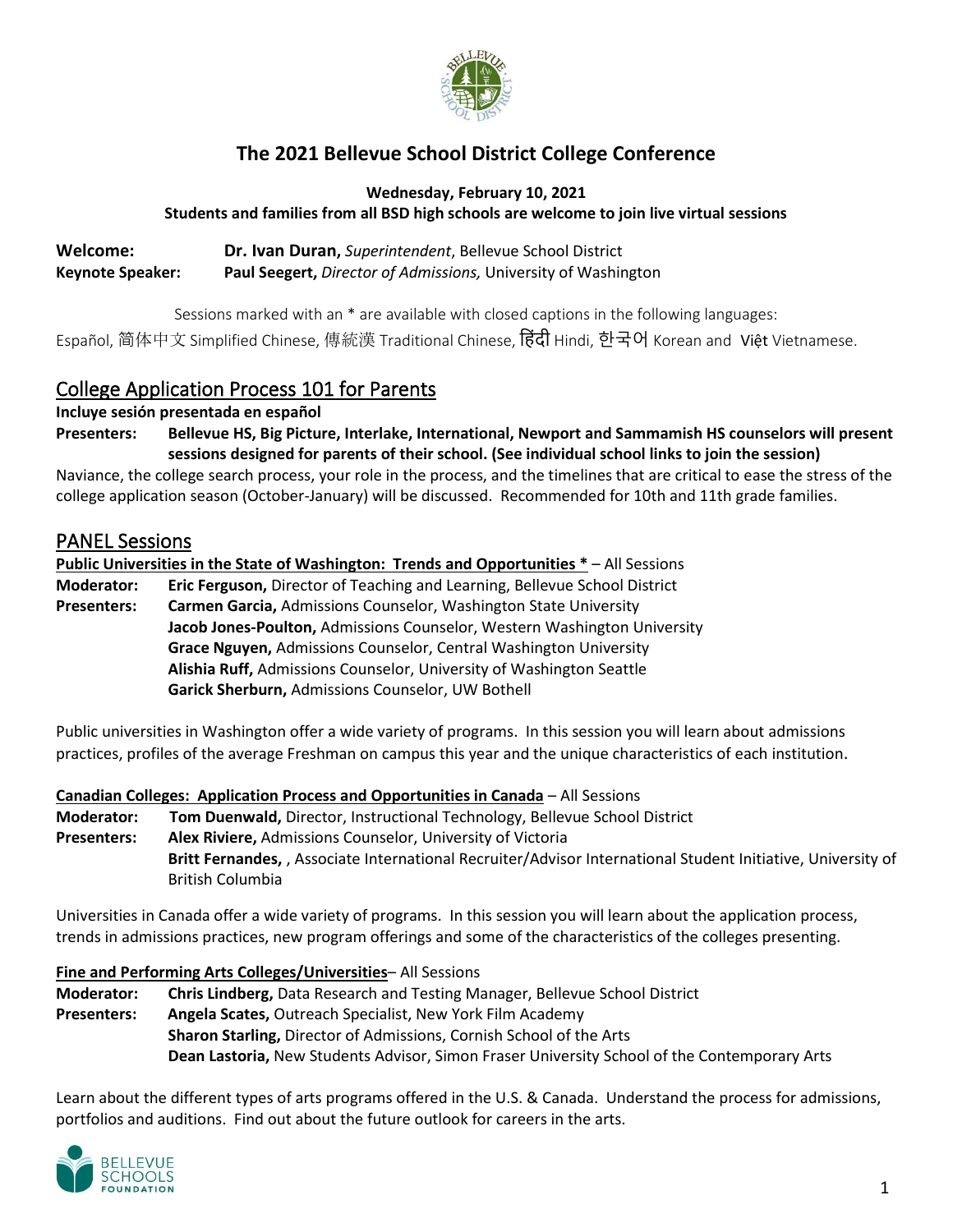# The 2021 Bellevue School District College Conference

**Wednesday, February 10, 2021**
**Students and families from all BSD high schools are welcome to join live virtual sessions**

**Welcome:** **Dr. Ivan Duran,** *Superintendent*, Bellevue School District
**Keynote Speaker:** **Paul Seegert,** *Director of Admissions,* University of Washington

Sessions marked with an * are available with closed captions in the following languages:
Español, 简体中文 Simplified Chinese, 傳統漢 Traditional Chinese, हिंदी Hindi, 한국어 Korean and Việt Vietnamese.

## College Application Process 101 for Parents

**Incluye sesión presentada en español**

**Presenters:** **Bellevue HS, Big Picture, Interlake, International, Newport and Sammamish HS counselors will present sessions designed for parents of their school. (See individual school links to join the session)**

Naviance, the college search process, your role in the process, and the timelines that are critical to ease the stress of the college application season (October-January) will be discussed. Recommended for 10th and 11th grade families.

## PANEL Sessions

**Public Universities in the State of Washington: Trends and Opportunities *** – All Sessions

**Moderator:** **Eric Ferguson,** Director of Teaching and Learning, Bellevue School District
**Presenters:** **Carmen Garcia,** Admissions Counselor, Washington State University
**Jacob Jones-Poulton,** Admissions Counselor, Western Washington University
**Grace Nguyen,** Admissions Counselor, Central Washington University
**Alishia Ruff,** Admissions Counselor, University of Washington Seattle
**Garick Sherburn,** Admissions Counselor, UW Bothell

Public universities in Washington offer a wide variety of programs. In this session you will learn about admissions practices, profiles of the average Freshman on campus this year and the unique characteristics of each institution.

**Canadian Colleges: Application Process and Opportunities in Canada** – All Sessions

**Moderator:** **Tom Duenwald,** Director, Instructional Technology, Bellevue School District
**Presenters:** **Alex Riviere,** Admissions Counselor, University of Victoria
**Britt Fernandes,** , Associate International Recruiter/Advisor International Student Initiative, University of British Columbia

Universities in Canada offer a wide variety of programs. In this session you will learn about the application process, trends in admissions practices, new program offerings and some of the characteristics of the colleges presenting.

**Fine and Performing Arts Colleges/Universities**– All Sessions

**Moderator:** **Chris Lindberg,** Data Research and Testing Manager, Bellevue School District
**Presenters:** **Angela Scates,** Outreach Specialist, New York Film Academy
**Sharon Starling,** Director of Admissions, Cornish School of the Arts
**Dean Lastoria,** New Students Advisor, Simon Fraser University School of the Contemporary Arts

Learn about the different types of arts programs offered in the U.S. & Canada. Understand the process for admissions, portfolios and auditions. Find out about the future outlook for careers in the arts.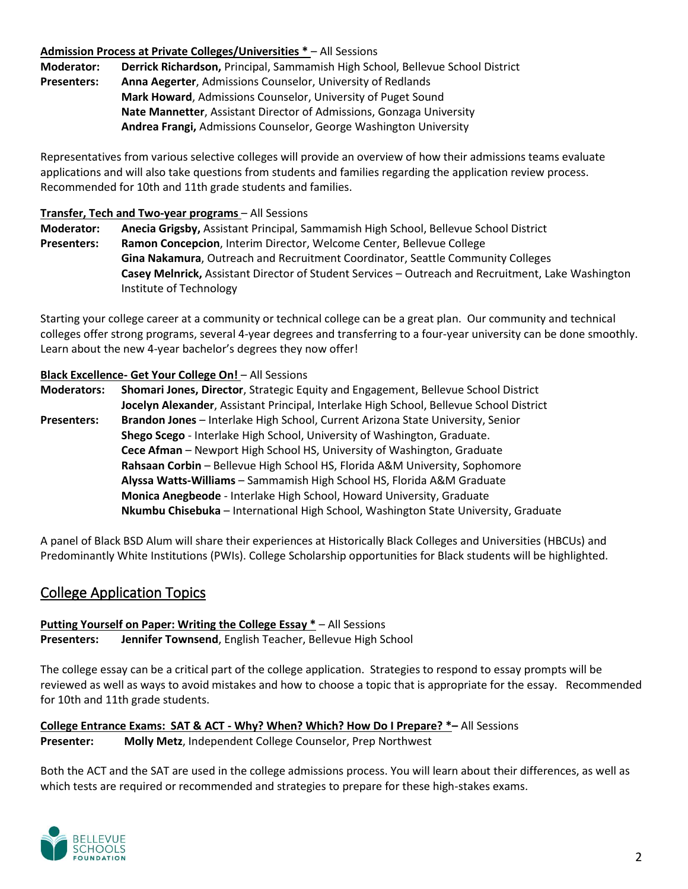**Admission Process at Private Colleges/Universities *** – All Sessions

**Moderator:** **Derrick Richardson,** Principal, Sammamish High School, Bellevue School District

**Presenters:** **Anna Aegerter**, Admissions Counselor, University of Redlands
**Mark Howard**, Admissions Counselor, University of Puget Sound
**Nate Mannetter**, Assistant Director of Admissions, Gonzaga University
**Andrea Frangi,** Admissions Counselor, George Washington University

Representatives from various selective colleges will provide an overview of how their admissions teams evaluate applications and will also take questions from students and families regarding the application review process. Recommended for 10th and 11th grade students and families.

**Transfer, Tech and Two-year programs** – All Sessions

**Moderator:** **Anecia Grigsby,** Assistant Principal, Sammamish High School, Bellevue School District

**Presenters:** **Ramon Concepcion**, Interim Director, Welcome Center, Bellevue College
**Gina Nakamura**, Outreach and Recruitment Coordinator, Seattle Community Colleges
**Casey Melnrick,** Assistant Director of Student Services – Outreach and Recruitment, Lake Washington Institute of Technology

Starting your college career at a community or technical college can be a great plan. Our community and technical colleges offer strong programs, several 4-year degrees and transferring to a four-year university can be done smoothly. Learn about the new 4-year bachelor's degrees they now offer!

**Black Excellence- Get Your College On!** – All Sessions

**Moderators:** **Shomari Jones, Director**, Strategic Equity and Engagement, Bellevue School District
**Jocelyn Alexander**, Assistant Principal, Interlake High School, Bellevue School District

**Presenters:** **Brandon Jones** – Interlake High School, Current Arizona State University, Senior
**Shego Scego** - Interlake High School, University of Washington, Graduate.
**Cece Afman** – Newport High School HS, University of Washington, Graduate
**Rahsaan Corbin** – Bellevue High School HS, Florida A&M University, Sophomore
**Alyssa Watts-Williams** – Sammamish High School HS, Florida A&M Graduate
**Monica Anegbeode** - Interlake High School, Howard University, Graduate
**Nkumbu Chisebuka** – International High School, Washington State University, Graduate

A panel of Black BSD Alum will share their experiences at Historically Black Colleges and Universities (HBCUs) and Predominantly White Institutions (PWIs). College Scholarship opportunities for Black students will be highlighted.

## College Application Topics

**Putting Yourself on Paper: Writing the College Essay *** – All Sessions

**Presenters:** **Jennifer Townsend**, English Teacher, Bellevue High School

The college essay can be a critical part of the college application. Strategies to respond to essay prompts will be reviewed as well as ways to avoid mistakes and how to choose a topic that is appropriate for the essay. Recommended for 10th and 11th grade students.

**College Entrance Exams: SAT & ACT - Why? When? Which? How Do I Prepare? *–** All Sessions

**Presenter:** **Molly Metz**, Independent College Counselor, Prep Northwest

Both the ACT and the SAT are used in the college admissions process. You will learn about their differences, as well as which tests are required or recommended and strategies to prepare for these high-stakes exams.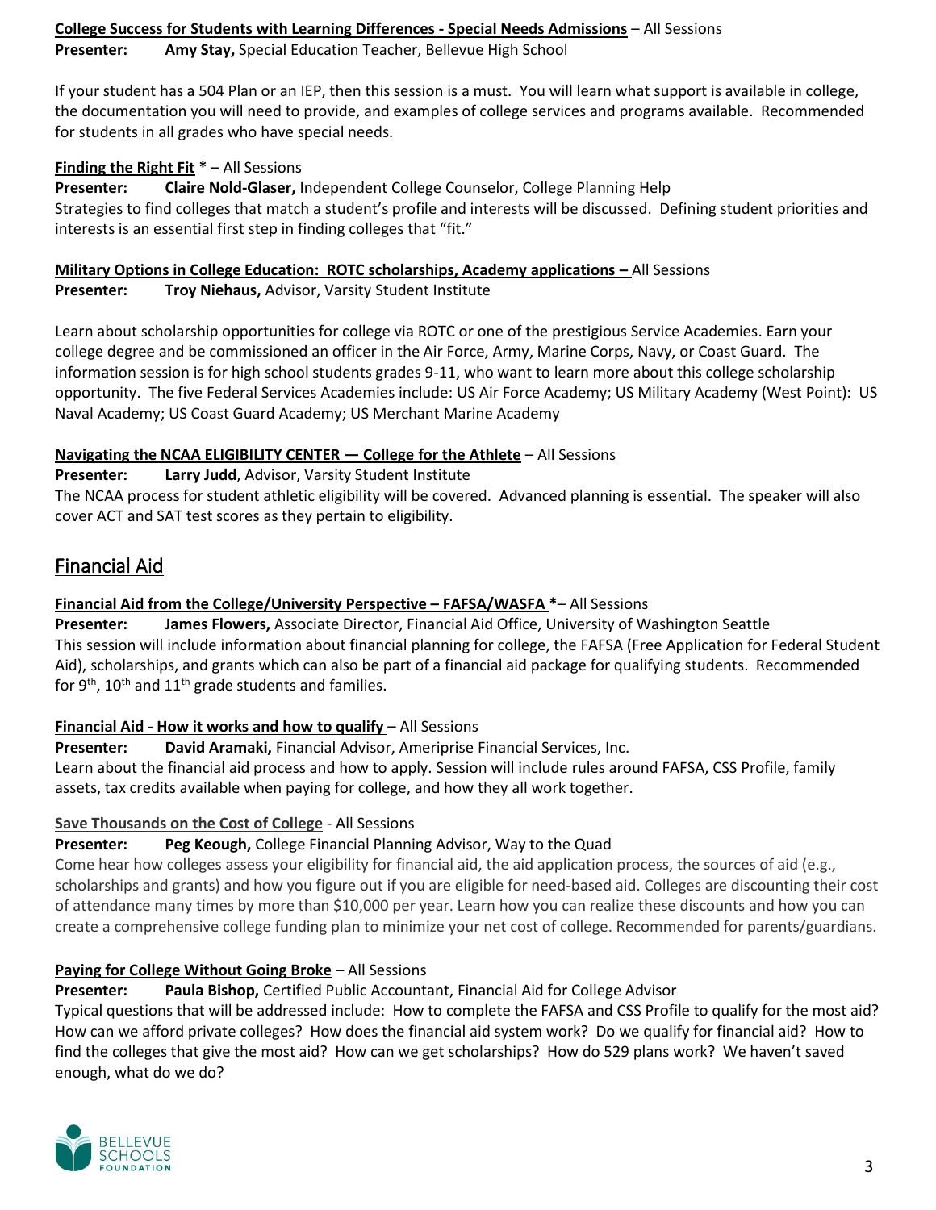**College Success for Students with Learning Differences - Special Needs Admissions** – All Sessions

**Presenter:** **Amy Stay,** Special Education Teacher, Bellevue High School

If your student has a 504 Plan or an IEP, then this session is a must. You will learn what support is available in college, the documentation you will need to provide, and examples of college services and programs available. Recommended for students in all grades who have special needs.

**Finding the Right Fit \*** – All Sessions

**Presenter:** **Claire Nold-Glaser,** Independent College Counselor, College Planning Help

Strategies to find colleges that match a student's profile and interests will be discussed. Defining student priorities and interests is an essential first step in finding colleges that "fit."

**Military Options in College Education: ROTC scholarships, Academy applications –** All Sessions

**Presenter:** **Troy Niehaus,** Advisor, Varsity Student Institute

Learn about scholarship opportunities for college via ROTC or one of the prestigious Service Academies. Earn your college degree and be commissioned an officer in the Air Force, Army, Marine Corps, Navy, or Coast Guard. The information session is for high school students grades 9-11, who want to learn more about this college scholarship opportunity. The five Federal Services Academies include: US Air Force Academy; US Military Academy (West Point): US Naval Academy; US Coast Guard Academy; US Merchant Marine Academy

**Navigating the NCAA ELIGIBILITY CENTER — College for the Athlete** – All Sessions

**Presenter:** **Larry Judd**, Advisor, Varsity Student Institute

The NCAA process for student athletic eligibility will be covered. Advanced planning is essential. The speaker will also cover ACT and SAT test scores as they pertain to eligibility.

## Financial Aid

**Financial Aid from the College/University Perspective – FAFSA/WASFA \***– All Sessions

**Presenter:** **James Flowers,** Associate Director, Financial Aid Office, University of Washington Seattle

This session will include information about financial planning for college, the FAFSA (Free Application for Federal Student Aid), scholarships, and grants which can also be part of a financial aid package for qualifying students. Recommended for 9th, 10th and 11th grade students and families.

**Financial Aid - How it works and how to qualify** – All Sessions

**Presenter:** **David Aramaki,** Financial Advisor, Ameriprise Financial Services, Inc.

Learn about the financial aid process and how to apply. Session will include rules around FAFSA, CSS Profile, family assets, tax credits available when paying for college, and how they all work together.

**Save Thousands on the Cost of College** - All Sessions

**Presenter:** **Peg Keough,** College Financial Planning Advisor, Way to the Quad

Come hear how colleges assess your eligibility for financial aid, the aid application process, the sources of aid (e.g., scholarships and grants) and how you figure out if you are eligible for need-based aid. Colleges are discounting their cost of attendance many times by more than $10,000 per year. Learn how you can realize these discounts and how you can create a comprehensive college funding plan to minimize your net cost of college. Recommended for parents/guardians.

**Paying for College Without Going Broke** – All Sessions

**Presenter:** **Paula Bishop,** Certified Public Accountant, Financial Aid for College Advisor

Typical questions that will be addressed include: How to complete the FAFSA and CSS Profile to qualify for the most aid? How can we afford private colleges? How does the financial aid system work? Do we qualify for financial aid? How to find the colleges that give the most aid? How can we get scholarships? How do 529 plans work? We haven't saved enough, what do we do?